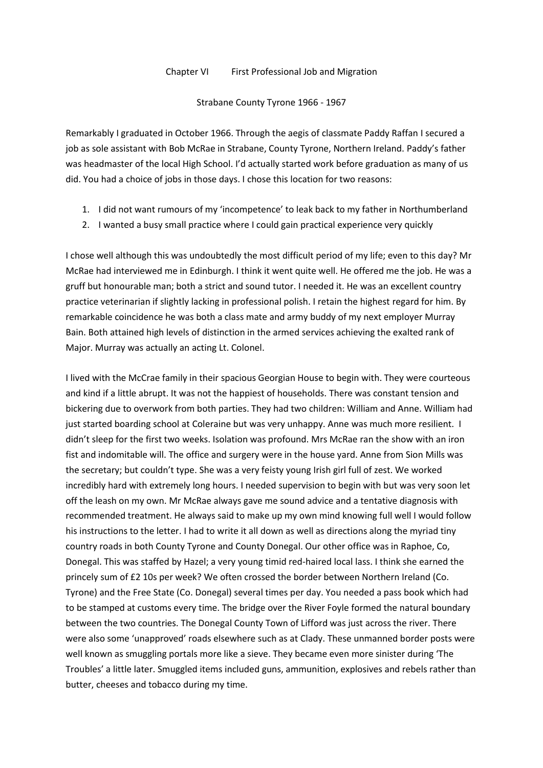# Chapter VI First Professional Job and Migration

## Strabane County Tyrone 1966 - 1967

Remarkably I graduated in October 1966. Through the aegis of classmate Paddy Raffan I secured a job as sole assistant with Bob McRae in Strabane, County Tyrone, Northern Ireland. Paddy's father was headmaster of the local High School. I'd actually started work before graduation as many of us did. You had a choice of jobs in those days. I chose this location for two reasons:

1. I did not want rumours of my 'incompetence' to leak back to my father in Northumberland
2. I wanted a busy small practice where I could gain practical experience very quickly

I chose well although this was undoubtedly the most difficult period of my life; even to this day? Mr McRae had interviewed me in Edinburgh. I think it went quite well. He offered me the job. He was a gruff but honourable man; both a strict and sound tutor. I needed it. He was an excellent country practice veterinarian if slightly lacking in professional polish. I retain the highest regard for him. By remarkable coincidence he was both a class mate and army buddy of my next employer Murray Bain. Both attained high levels of distinction in the armed services achieving the exalted rank of Major. Murray was actually an acting Lt. Colonel.

I lived with the McCrae family in their spacious Georgian House to begin with. They were courteous and kind if a little abrupt. It was not the happiest of households. There was constant tension and bickering due to overwork from both parties. They had two children: William and Anne. William had just started boarding school at Coleraine but was very unhappy. Anne was much more resilient. I didn't sleep for the first two weeks. Isolation was profound. Mrs McRae ran the show with an iron fist and indomitable will. The office and surgery were in the house yard. Anne from Sion Mills was the secretary; but couldn't type. She was a very feisty young Irish girl full of zest. We worked incredibly hard with extremely long hours. I needed supervision to begin with but was very soon let off the leash on my own. Mr McRae always gave me sound advice and a tentative diagnosis with recommended treatment. He always said to make up my own mind knowing full well I would follow his instructions to the letter. I had to write it all down as well as directions along the myriad tiny country roads in both County Tyrone and County Donegal. Our other office was in Raphoe, Co, Donegal. This was staffed by Hazel; a very young timid red-haired local lass. I think she earned the princely sum of £2 10s per week? We often crossed the border between Northern Ireland (Co. Tyrone) and the Free State (Co. Donegal) several times per day. You needed a pass book which had to be stamped at customs every time. The bridge over the River Foyle formed the natural boundary between the two countries. The Donegal County Town of Lifford was just across the river. There were also some 'unapproved' roads elsewhere such as at Clady. These unmanned border posts were well known as smuggling portals more like a sieve. They became even more sinister during 'The Troubles' a little later. Smuggled items included guns, ammunition, explosives and rebels rather than butter, cheeses and tobacco during my time.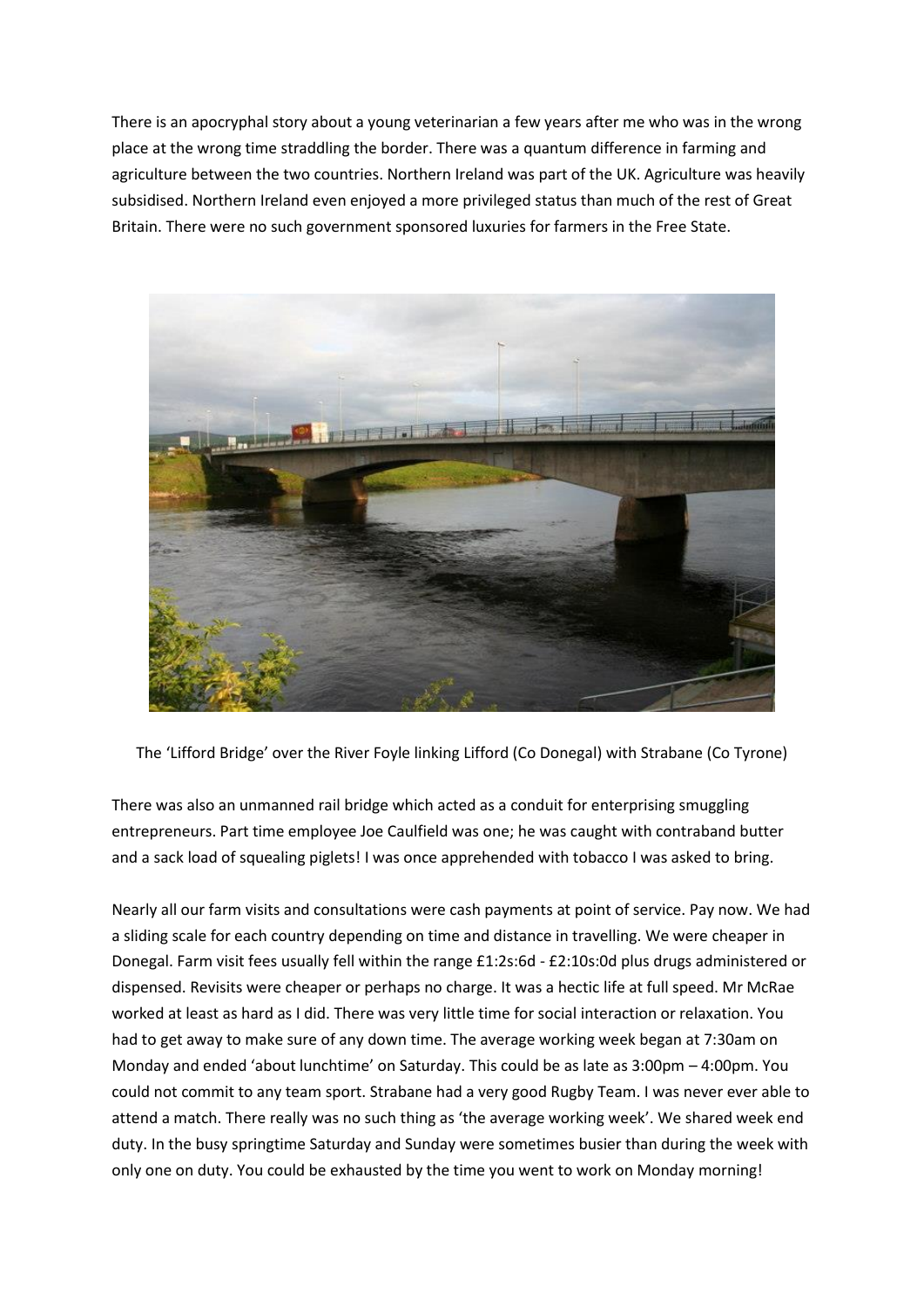There is an apocryphal story about a young veterinarian a few years after me who was in the wrong place at the wrong time straddling the border. There was a quantum difference in farming and agriculture between the two countries. Northern Ireland was part of the UK. Agriculture was heavily subsidised. Northern Ireland even enjoyed a more privileged status than much of the rest of Great Britain. There were no such government sponsored luxuries for farmers in the Free State.

The 'Lifford Bridge' over the River Foyle linking Lifford (Co Donegal) with Strabane (Co Tyrone)

There was also an unmanned rail bridge which acted as a conduit for enterprising smuggling entrepreneurs. Part time employee Joe Caulfield was one; he was caught with contraband butter and a sack load of squealing piglets! I was once apprehended with tobacco I was asked to bring.

Nearly all our farm visits and consultations were cash payments at point of service. Pay now. We had a sliding scale for each country depending on time and distance in travelling. We were cheaper in Donegal. Farm visit fees usually fell within the range £1:2s:6d - £2:10s:0d plus drugs administered or dispensed. Revisits were cheaper or perhaps no charge. It was a hectic life at full speed. Mr McRae worked at least as hard as I did. There was very little time for social interaction or relaxation. You had to get away to make sure of any down time. The average working week began at 7:30am on Monday and ended 'about lunchtime' on Saturday. This could be as late as 3:00pm – 4:00pm. You could not commit to any team sport. Strabane had a very good Rugby Team. I was never ever able to attend a match. There really was no such thing as 'the average working week'. We shared week end duty. In the busy springtime Saturday and Sunday were sometimes busier than during the week with only one on duty. You could be exhausted by the time you went to work on Monday morning!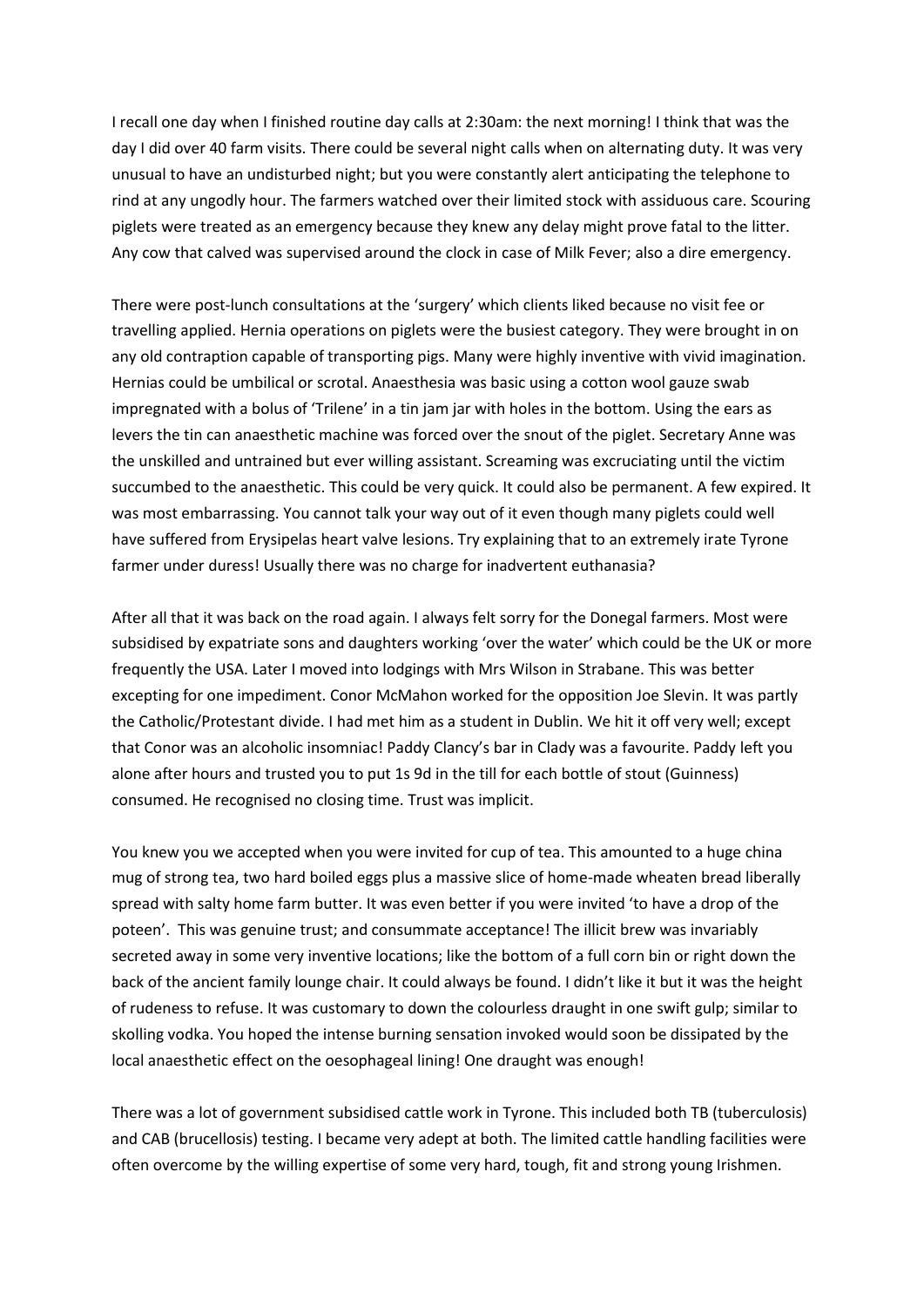I recall one day when I finished routine day calls at 2:30am: the next morning! I think that was the day I did over 40 farm visits. There could be several night calls when on alternating duty. It was very unusual to have an undisturbed night; but you were constantly alert anticipating the telephone to rind at any ungodly hour. The farmers watched over their limited stock with assiduous care. Scouring piglets were treated as an emergency because they knew any delay might prove fatal to the litter. Any cow that calved was supervised around the clock in case of Milk Fever; also a dire emergency.

There were post-lunch consultations at the 'surgery' which clients liked because no visit fee or travelling applied. Hernia operations on piglets were the busiest category. They were brought in on any old contraption capable of transporting pigs. Many were highly inventive with vivid imagination. Hernias could be umbilical or scrotal. Anaesthesia was basic using a cotton wool gauze swab impregnated with a bolus of 'Trilene' in a tin jam jar with holes in the bottom. Using the ears as levers the tin can anaesthetic machine was forced over the snout of the piglet. Secretary Anne was the unskilled and untrained but ever willing assistant. Screaming was excruciating until the victim succumbed to the anaesthetic. This could be very quick. It could also be permanent. A few expired. It was most embarrassing. You cannot talk your way out of it even though many piglets could well have suffered from Erysipelas heart valve lesions. Try explaining that to an extremely irate Tyrone farmer under duress! Usually there was no charge for inadvertent euthanasia?

After all that it was back on the road again. I always felt sorry for the Donegal farmers. Most were subsidised by expatriate sons and daughters working 'over the water' which could be the UK or more frequently the USA. Later I moved into lodgings with Mrs Wilson in Strabane. This was better excepting for one impediment. Conor McMahon worked for the opposition Joe Slevin. It was partly the Catholic/Protestant divide. I had met him as a student in Dublin. We hit it off very well; except that Conor was an alcoholic insomniac! Paddy Clancy's bar in Clady was a favourite. Paddy left you alone after hours and trusted you to put 1s 9d in the till for each bottle of stout (Guinness) consumed. He recognised no closing time. Trust was implicit.

You knew you we accepted when you were invited for cup of tea. This amounted to a huge china mug of strong tea, two hard boiled eggs plus a massive slice of home-made wheaten bread liberally spread with salty home farm butter. It was even better if you were invited 'to have a drop of the poteen'. This was genuine trust; and consummate acceptance! The illicit brew was invariably secreted away in some very inventive locations; like the bottom of a full corn bin or right down the back of the ancient family lounge chair. It could always be found. I didn't like it but it was the height of rudeness to refuse. It was customary to down the colourless draught in one swift gulp; similar to skolling vodka. You hoped the intense burning sensation invoked would soon be dissipated by the local anaesthetic effect on the oesophageal lining! One draught was enough!

There was a lot of government subsidised cattle work in Tyrone. This included both TB (tuberculosis) and CAB (brucellosis) testing. I became very adept at both. The limited cattle handling facilities were often overcome by the willing expertise of some very hard, tough, fit and strong young Irishmen.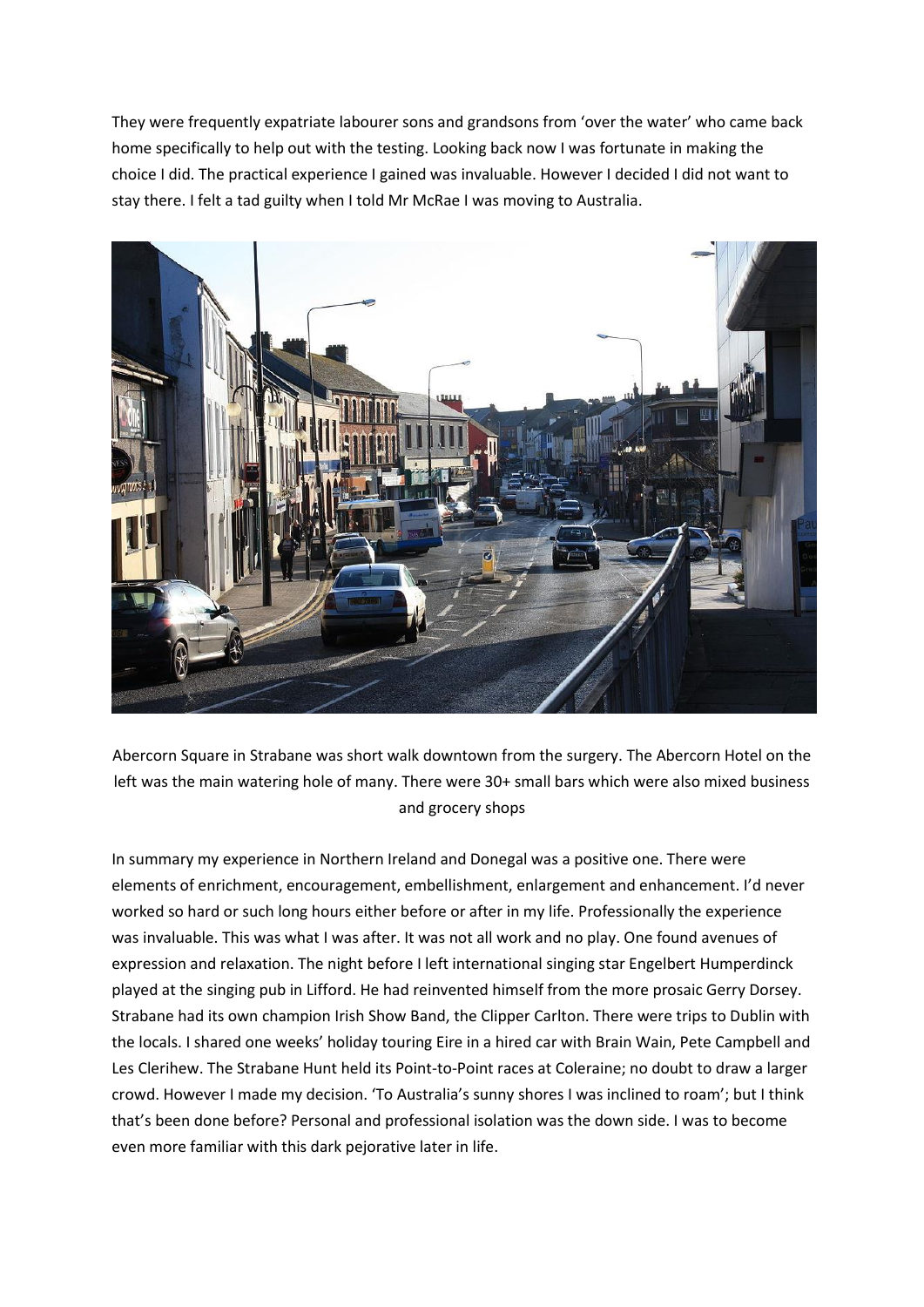They were frequently expatriate labourer sons and grandsons from 'over the water' who came back home specifically to help out with the testing. Looking back now I was fortunate in making the choice I did. The practical experience I gained was invaluable. However I decided I did not want to stay there. I felt a tad guilty when I told Mr McRae I was moving to Australia.

Abercorn Square in Strabane was short walk downtown from the surgery. The Abercorn Hotel on the left was the main watering hole of many. There were 30+ small bars which were also mixed business and grocery shops

In summary my experience in Northern Ireland and Donegal was a positive one. There were elements of enrichment, encouragement, embellishment, enlargement and enhancement. I'd never worked so hard or such long hours either before or after in my life. Professionally the experience was invaluable. This was what I was after. It was not all work and no play. One found avenues of expression and relaxation. The night before I left international singing star Engelbert Humperdinck played at the singing pub in Lifford. He had reinvented himself from the more prosaic Gerry Dorsey. Strabane had its own champion Irish Show Band, the Clipper Carlton. There were trips to Dublin with the locals. I shared one weeks' holiday touring Eire in a hired car with Brain Wain, Pete Campbell and Les Clerihew. The Strabane Hunt held its Point-to-Point races at Coleraine; no doubt to draw a larger crowd. However I made my decision. 'To Australia's sunny shores I was inclined to roam'; but I think that's been done before? Personal and professional isolation was the down side. I was to become even more familiar with this dark pejorative later in life.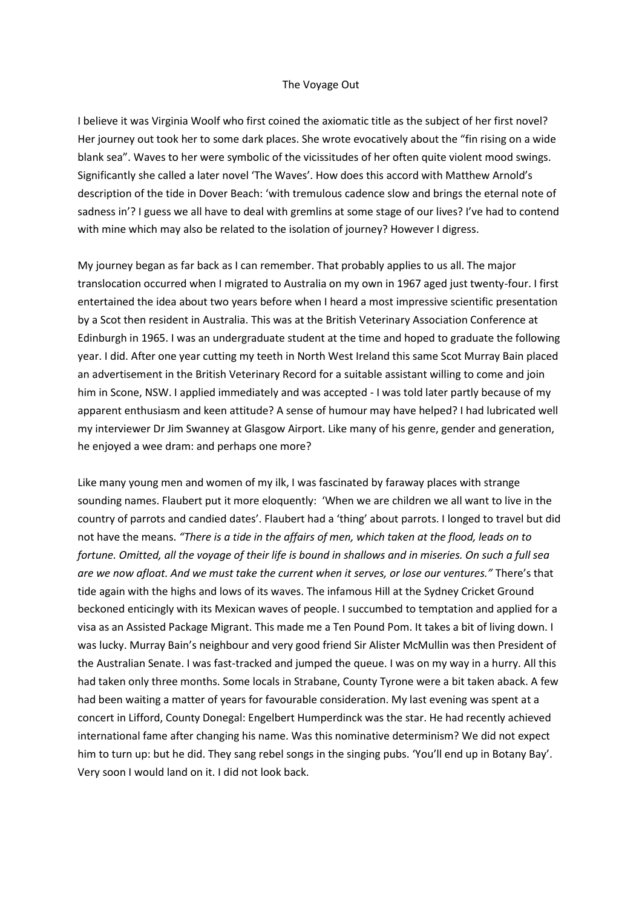# The Voyage Out

I believe it was Virginia Woolf who first coined the axiomatic title as the subject of her first novel? Her journey out took her to some dark places. She wrote evocatively about the "fin rising on a wide blank sea". Waves to her were symbolic of the vicissitudes of her often quite violent mood swings. Significantly she called a later novel 'The Waves'. How does this accord with Matthew Arnold's description of the tide in Dover Beach: 'with tremulous cadence slow and brings the eternal note of sadness in'? I guess we all have to deal with gremlins at some stage of our lives? I've had to contend with mine which may also be related to the isolation of journey? However I digress.

My journey began as far back as I can remember. That probably applies to us all. The major translocation occurred when I migrated to Australia on my own in 1967 aged just twenty-four. I first entertained the idea about two years before when I heard a most impressive scientific presentation by a Scot then resident in Australia. This was at the British Veterinary Association Conference at Edinburgh in 1965. I was an undergraduate student at the time and hoped to graduate the following year. I did. After one year cutting my teeth in North West Ireland this same Scot Murray Bain placed an advertisement in the British Veterinary Record for a suitable assistant willing to come and join him in Scone, NSW. I applied immediately and was accepted - I was told later partly because of my apparent enthusiasm and keen attitude? A sense of humour may have helped? I had lubricated well my interviewer Dr Jim Swanney at Glasgow Airport. Like many of his genre, gender and generation, he enjoyed a wee dram: and perhaps one more?

Like many young men and women of my ilk, I was fascinated by faraway places with strange sounding names. Flaubert put it more eloquently: 'When we are children we all want to live in the country of parrots and candied dates'. Flaubert had a 'thing' about parrots. I longed to travel but did not have the means. *"There is a tide in the affairs of men, which taken at the flood, leads on to fortune. Omitted, all the voyage of their life is bound in shallows and in miseries. On such a full sea are we now afloat. And we must take the current when it serves, or lose our ventures."* There's that tide again with the highs and lows of its waves. The infamous Hill at the Sydney Cricket Ground beckoned enticingly with its Mexican waves of people. I succumbed to temptation and applied for a visa as an Assisted Package Migrant. This made me a Ten Pound Pom. It takes a bit of living down. I was lucky. Murray Bain's neighbour and very good friend Sir Alister McMullin was then President of the Australian Senate. I was fast-tracked and jumped the queue. I was on my way in a hurry. All this had taken only three months. Some locals in Strabane, County Tyrone were a bit taken aback. A few had been waiting a matter of years for favourable consideration. My last evening was spent at a concert in Lifford, County Donegal: Engelbert Humperdinck was the star. He had recently achieved international fame after changing his name. Was this nominative determinism? We did not expect him to turn up: but he did. They sang rebel songs in the singing pubs. 'You'll end up in Botany Bay'. Very soon I would land on it. I did not look back.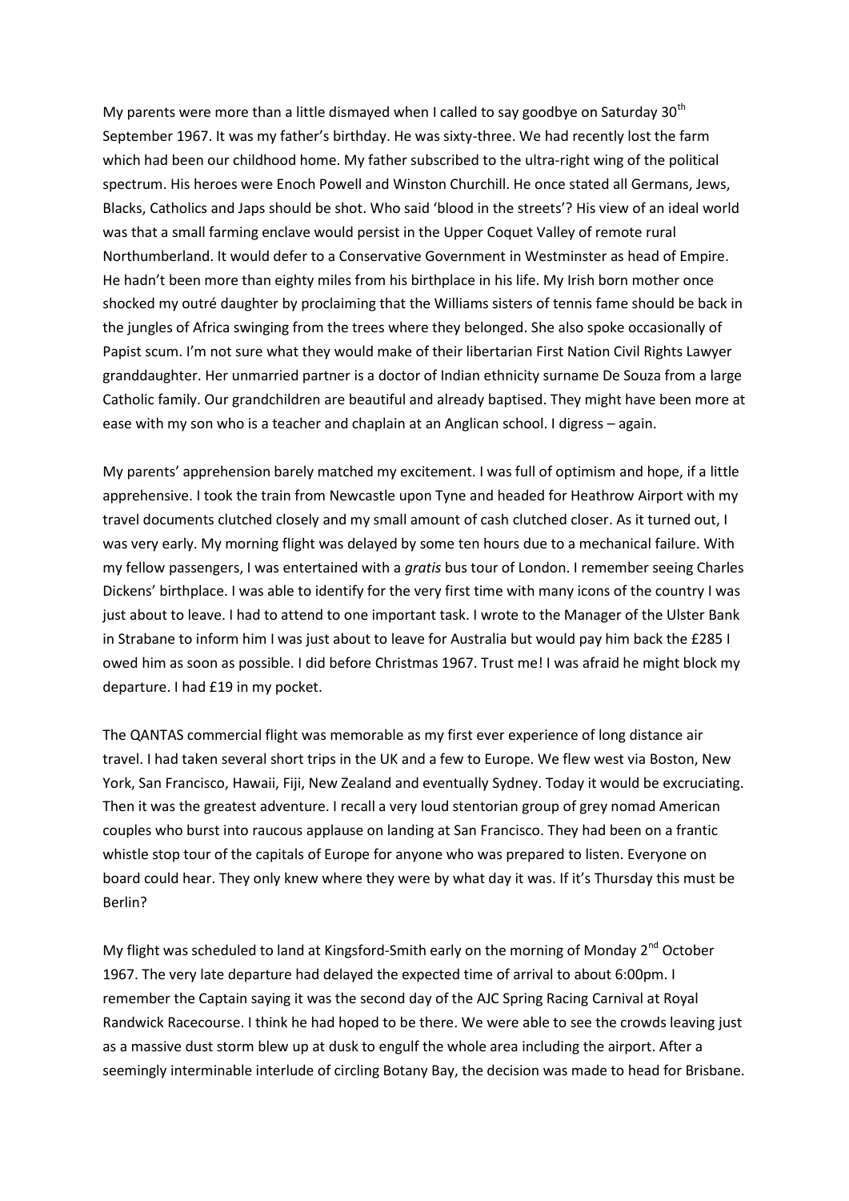My parents were more than a little dismayed when I called to say goodbye on Saturday 30th September 1967. It was my father's birthday. He was sixty-three. We had recently lost the farm which had been our childhood home. My father subscribed to the ultra-right wing of the political spectrum. His heroes were Enoch Powell and Winston Churchill. He once stated all Germans, Jews, Blacks, Catholics and Japs should be shot. Who said 'blood in the streets'? His view of an ideal world was that a small farming enclave would persist in the Upper Coquet Valley of remote rural Northumberland. It would defer to a Conservative Government in Westminster as head of Empire. He hadn't been more than eighty miles from his birthplace in his life. My Irish born mother once shocked my outré daughter by proclaiming that the Williams sisters of tennis fame should be back in the jungles of Africa swinging from the trees where they belonged. She also spoke occasionally of Papist scum. I'm not sure what they would make of their libertarian First Nation Civil Rights Lawyer granddaughter. Her unmarried partner is a doctor of Indian ethnicity surname De Souza from a large Catholic family. Our grandchildren are beautiful and already baptised. They might have been more at ease with my son who is a teacher and chaplain at an Anglican school. I digress – again.

My parents' apprehension barely matched my excitement. I was full of optimism and hope, if a little apprehensive. I took the train from Newcastle upon Tyne and headed for Heathrow Airport with my travel documents clutched closely and my small amount of cash clutched closer. As it turned out, I was very early. My morning flight was delayed by some ten hours due to a mechanical failure. With my fellow passengers, I was entertained with a *gratis* bus tour of London. I remember seeing Charles Dickens' birthplace. I was able to identify for the very first time with many icons of the country I was just about to leave. I had to attend to one important task. I wrote to the Manager of the Ulster Bank in Strabane to inform him I was just about to leave for Australia but would pay him back the £285 I owed him as soon as possible. I did before Christmas 1967. Trust me! I was afraid he might block my departure. I had £19 in my pocket.

The QANTAS commercial flight was memorable as my first ever experience of long distance air travel. I had taken several short trips in the UK and a few to Europe. We flew west via Boston, New York, San Francisco, Hawaii, Fiji, New Zealand and eventually Sydney. Today it would be excruciating. Then it was the greatest adventure. I recall a very loud stentorian group of grey nomad American couples who burst into raucous applause on landing at San Francisco. They had been on a frantic whistle stop tour of the capitals of Europe for anyone who was prepared to listen. Everyone on board could hear. They only knew where they were by what day it was. If it's Thursday this must be Berlin?

My flight was scheduled to land at Kingsford-Smith early on the morning of Monday 2nd October 1967. The very late departure had delayed the expected time of arrival to about 6:00pm. I remember the Captain saying it was the second day of the AJC Spring Racing Carnival at Royal Randwick Racecourse. I think he had hoped to be there. We were able to see the crowds leaving just as a massive dust storm blew up at dusk to engulf the whole area including the airport. After a seemingly interminable interlude of circling Botany Bay, the decision was made to head for Brisbane.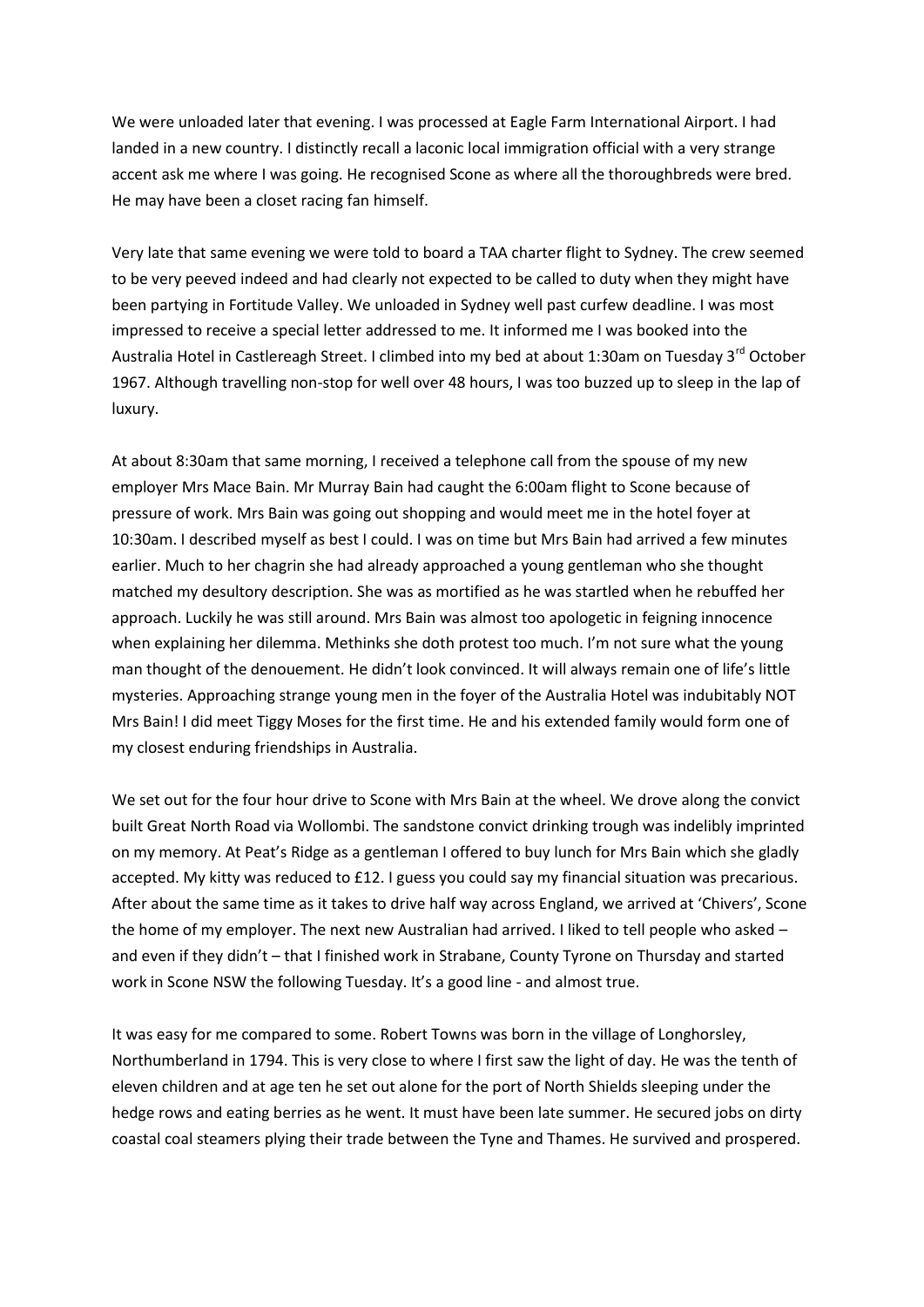We were unloaded later that evening. I was processed at Eagle Farm International Airport. I had landed in a new country. I distinctly recall a laconic local immigration official with a very strange accent ask me where I was going. He recognised Scone as where all the thoroughbreds were bred. He may have been a closet racing fan himself.

Very late that same evening we were told to board a TAA charter flight to Sydney. The crew seemed to be very peeved indeed and had clearly not expected to be called to duty when they might have been partying in Fortitude Valley. We unloaded in Sydney well past curfew deadline. I was most impressed to receive a special letter addressed to me. It informed me I was booked into the Australia Hotel in Castlereagh Street. I climbed into my bed at about 1:30am on Tuesday 3rd October 1967. Although travelling non-stop for well over 48 hours, I was too buzzed up to sleep in the lap of luxury.

At about 8:30am that same morning, I received a telephone call from the spouse of my new employer Mrs Mace Bain. Mr Murray Bain had caught the 6:00am flight to Scone because of pressure of work. Mrs Bain was going out shopping and would meet me in the hotel foyer at 10:30am. I described myself as best I could. I was on time but Mrs Bain had arrived a few minutes earlier. Much to her chagrin she had already approached a young gentleman who she thought matched my desultory description. She was as mortified as he was startled when he rebuffed her approach. Luckily he was still around. Mrs Bain was almost too apologetic in feigning innocence when explaining her dilemma. Methinks she doth protest too much. I'm not sure what the young man thought of the denouement. He didn't look convinced. It will always remain one of life's little mysteries. Approaching strange young men in the foyer of the Australia Hotel was indubitably NOT Mrs Bain! I did meet Tiggy Moses for the first time. He and his extended family would form one of my closest enduring friendships in Australia.

We set out for the four hour drive to Scone with Mrs Bain at the wheel. We drove along the convict built Great North Road via Wollombi. The sandstone convict drinking trough was indelibly imprinted on my memory. At Peat's Ridge as a gentleman I offered to buy lunch for Mrs Bain which she gladly accepted. My kitty was reduced to £12. I guess you could say my financial situation was precarious. After about the same time as it takes to drive half way across England, we arrived at 'Chivers', Scone the home of my employer. The next new Australian had arrived. I liked to tell people who asked – and even if they didn't – that I finished work in Strabane, County Tyrone on Thursday and started work in Scone NSW the following Tuesday. It's a good line - and almost true.

It was easy for me compared to some. Robert Towns was born in the village of Longhorsley, Northumberland in 1794. This is very close to where I first saw the light of day. He was the tenth of eleven children and at age ten he set out alone for the port of North Shields sleeping under the hedge rows and eating berries as he went. It must have been late summer. He secured jobs on dirty coastal coal steamers plying their trade between the Tyne and Thames. He survived and prospered.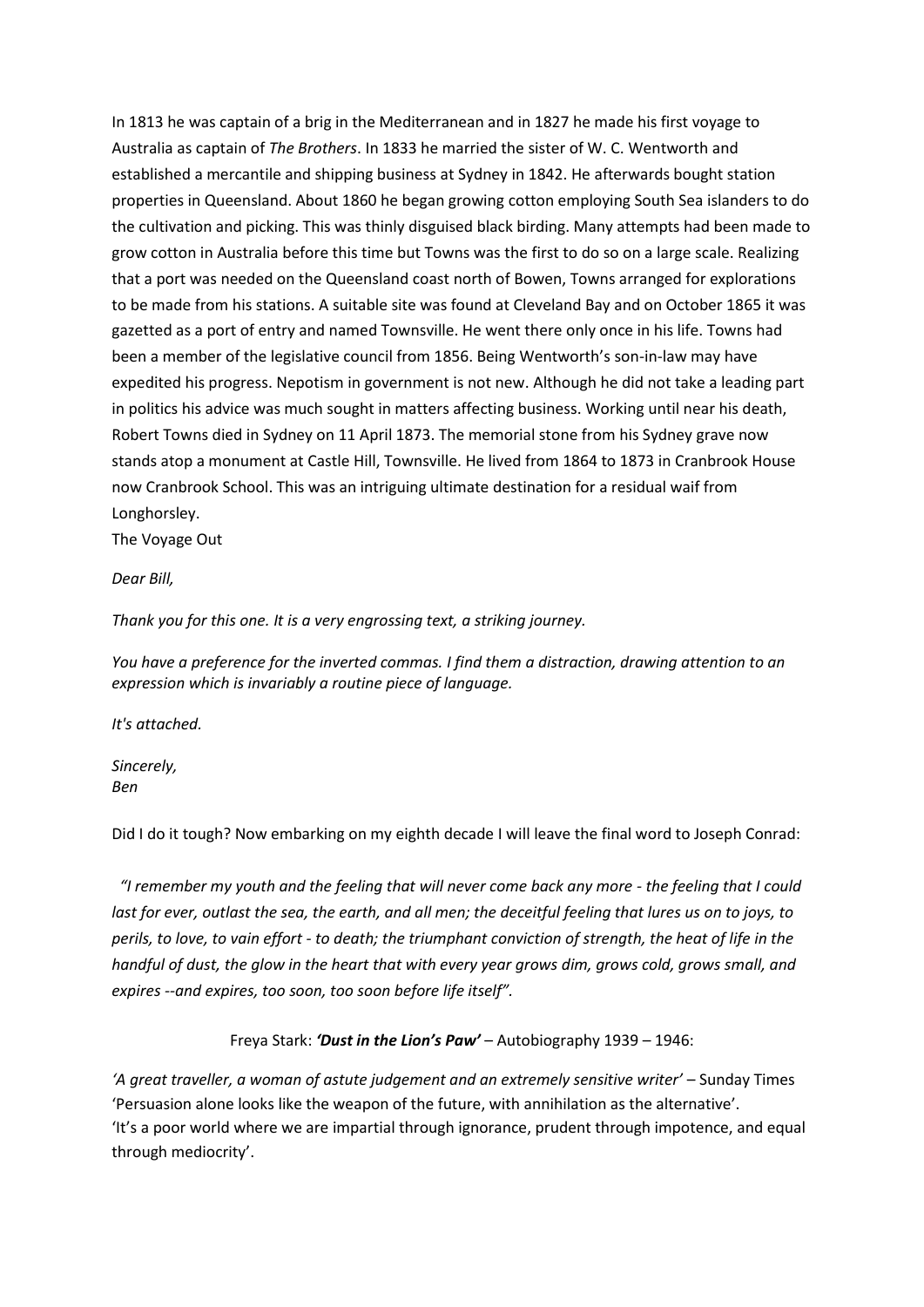In 1813 he was captain of a brig in the Mediterranean and in 1827 he made his first voyage to Australia as captain of *The Brothers*. In 1833 he married the sister of W. C. Wentworth and established a mercantile and shipping business at Sydney in 1842. He afterwards bought station properties in Queensland. About 1860 he began growing cotton employing South Sea islanders to do the cultivation and picking. This was thinly disguised black birding. Many attempts had been made to grow cotton in Australia before this time but Towns was the first to do so on a large scale. Realizing that a port was needed on the Queensland coast north of Bowen, Towns arranged for explorations to be made from his stations. A suitable site was found at Cleveland Bay and on October 1865 it was gazetted as a port of entry and named Townsville. He went there only once in his life. Towns had been a member of the legislative council from 1856. Being Wentworth's son-in-law may have expedited his progress. Nepotism in government is not new. Although he did not take a leading part in politics his advice was much sought in matters affecting business. Working until near his death, Robert Towns died in Sydney on 11 April 1873. The memorial stone from his Sydney grave now stands atop a monument at Castle Hill, Townsville. He lived from 1864 to 1873 in Cranbrook House now Cranbrook School. This was an intriguing ultimate destination for a residual waif from Longhorsley.

The Voyage Out

*Dear Bill,*

*Thank you for this one. It is a very engrossing text, a striking journey.*

*You have a preference for the inverted commas. I find them a distraction, drawing attention to an expression which is invariably a routine piece of language.*

*It's attached.*

*Sincerely,*
*Ben*

Did I do it tough? Now embarking on my eighth decade I will leave the final word to Joseph Conrad:

*"I remember my youth and the feeling that will never come back any more - the feeling that I could last for ever, outlast the sea, the earth, and all men; the deceitful feeling that lures us on to joys, to perils, to love, to vain effort - to death; the triumphant conviction of strength, the heat of life in the handful of dust, the glow in the heart that with every year grows dim, grows cold, grows small, and expires --and expires, too soon, too soon before life itself".*

Freya Stark: ***'Dust in the Lion's Paw'*** – Autobiography 1939 – 1946:

*'A great traveller, a woman of astute judgement and an extremely sensitive writer'* – Sunday Times
'Persuasion alone looks like the weapon of the future, with annihilation as the alternative'.
'It's a poor world where we are impartial through ignorance, prudent through impotence, and equal through mediocrity'.